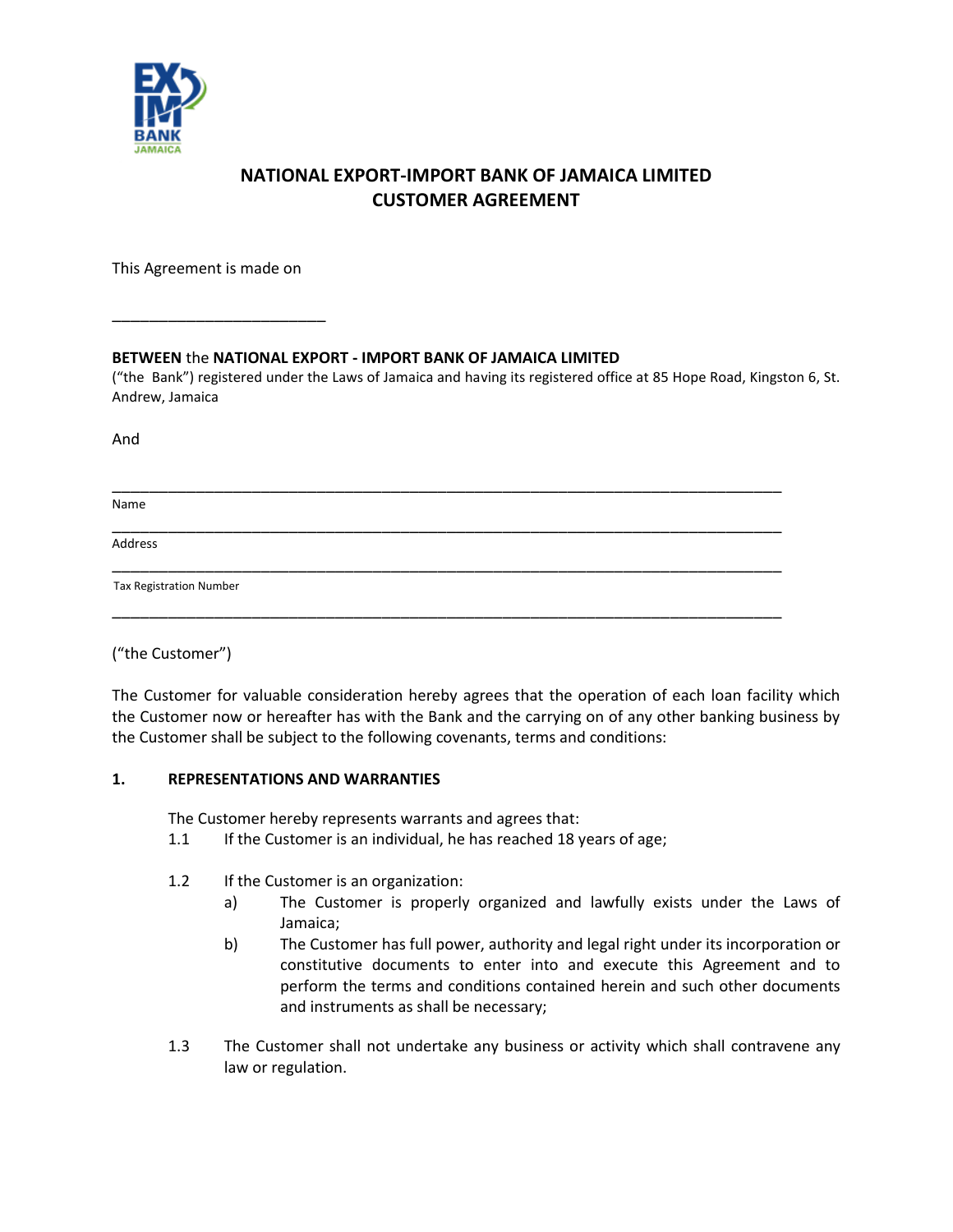# NATIONAL EXPORT-IMPORT BANK OF JAMAICA LIMITED
# CUSTOMER AGREEMENT

This Agreement is made on

___________________________

**BETWEEN** the **NATIONAL EXPORT - IMPORT BANK OF JAMAICA LIMITED** ("the Bank") registered under the Laws of Jamaica and having its registered office at 85 Hope Road, Kingston 6, St. Andrew, Jamaica

And

_____________________________________________________________________________________

Name

_____________________________________________________________________________________

Address

_____________________________________________________________________________________

Tax Registration Number

_____________________________________________________________________________________

("the Customer")

The Customer for valuable consideration hereby agrees that the operation of each loan facility which the Customer now or hereafter has with the Bank and the carrying on of any other banking business by the Customer shall be subject to the following covenants, terms and conditions:

## 1. REPRESENTATIONS AND WARRANTIES

The Customer hereby represents warrants and agrees that:

1.1 If the Customer is an individual, he has reached 18 years of age;

1.2 If the Customer is an organization:

a) The Customer is properly organized and lawfully exists under the Laws of Jamaica;

b) The Customer has full power, authority and legal right under its incorporation or constitutive documents to enter into and execute this Agreement and to perform the terms and conditions contained herein and such other documents and instruments as shall be necessary;

1.3 The Customer shall not undertake any business or activity which shall contravene any law or regulation.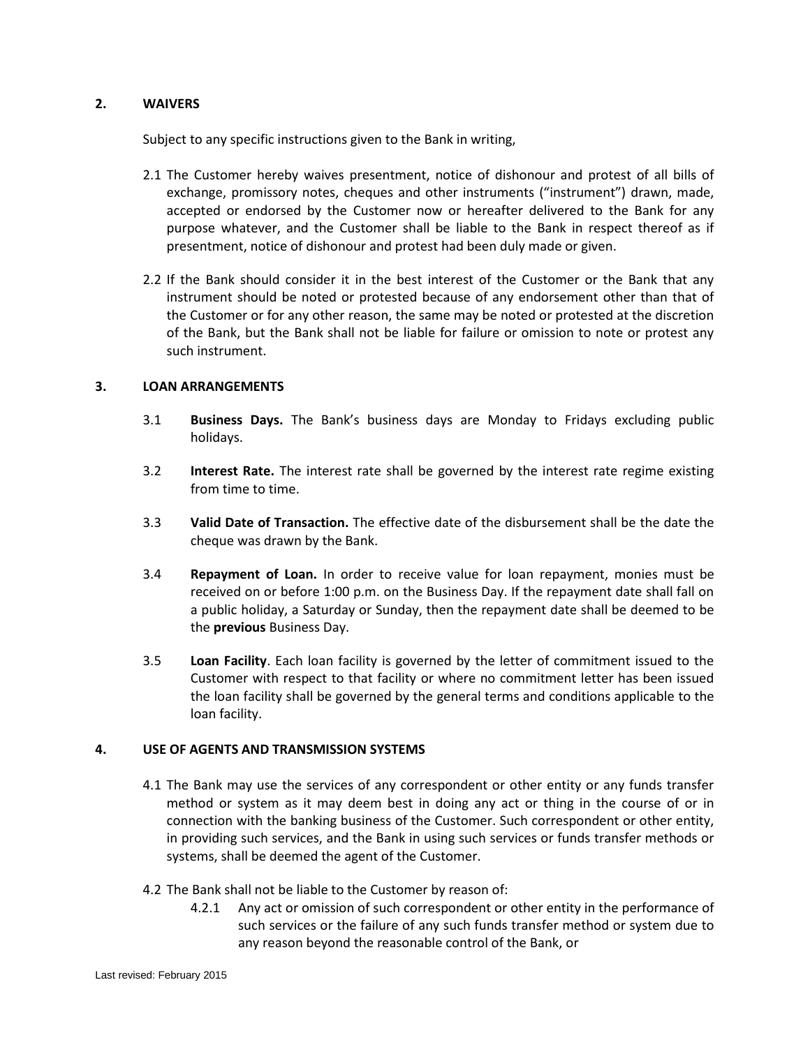## 2. WAIVERS

Subject to any specific instructions given to the Bank in writing,

2.1 The Customer hereby waives presentment, notice of dishonour and protest of all bills of exchange, promissory notes, cheques and other instruments ("instrument") drawn, made, accepted or endorsed by the Customer now or hereafter delivered to the Bank for any purpose whatever, and the Customer shall be liable to the Bank in respect thereof as if presentment, notice of dishonour and protest had been duly made or given.

2.2 If the Bank should consider it in the best interest of the Customer or the Bank that any instrument should be noted or protested because of any endorsement other than that of the Customer or for any other reason, the same may be noted or protested at the discretion of the Bank, but the Bank shall not be liable for failure or omission to note or protest any such instrument.

## 3. LOAN ARRANGEMENTS

3.1 **Business Days.** The Bank's business days are Monday to Fridays excluding public holidays.

3.2 **Interest Rate.** The interest rate shall be governed by the interest rate regime existing from time to time.

3.3 **Valid Date of Transaction.** The effective date of the disbursement shall be the date the cheque was drawn by the Bank.

3.4 **Repayment of Loan.** In order to receive value for loan repayment, monies must be received on or before 1:00 p.m. on the Business Day. If the repayment date shall fall on a public holiday, a Saturday or Sunday, then the repayment date shall be deemed to be the **previous** Business Day.

3.5 **Loan Facility**. Each loan facility is governed by the letter of commitment issued to the Customer with respect to that facility or where no commitment letter has been issued the loan facility shall be governed by the general terms and conditions applicable to the loan facility.

## 4. USE OF AGENTS AND TRANSMISSION SYSTEMS

4.1 The Bank may use the services of any correspondent or other entity or any funds transfer method or system as it may deem best in doing any act or thing in the course of or in connection with the banking business of the Customer. Such correspondent or other entity, in providing such services, and the Bank in using such services or funds transfer methods or systems, shall be deemed the agent of the Customer.

4.2 The Bank shall not be liable to the Customer by reason of:

4.2.1 Any act or omission of such correspondent or other entity in the performance of such services or the failure of any such funds transfer method or system due to any reason beyond the reasonable control of the Bank, or

Last revised: February 2015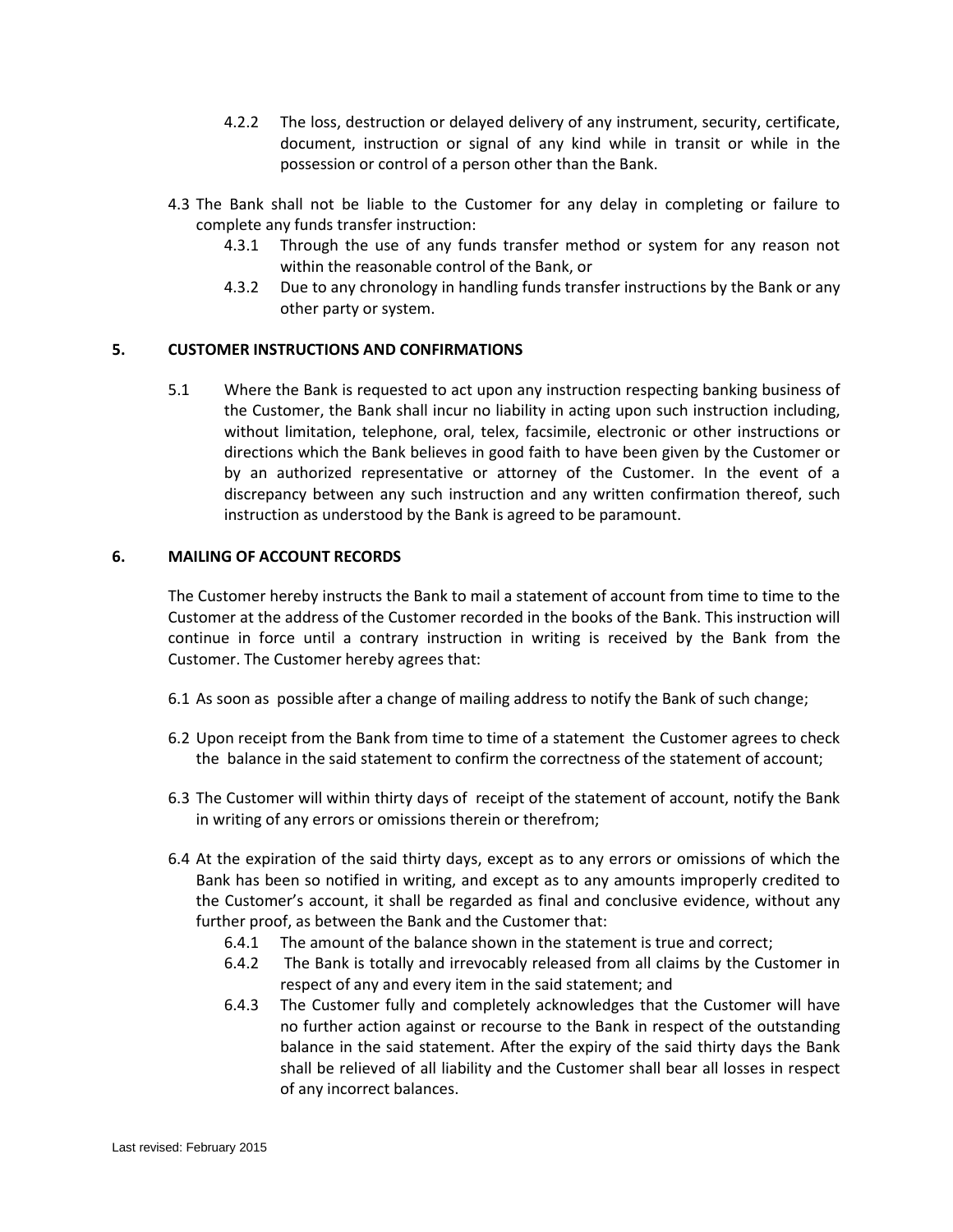4.2.2 The loss, destruction or delayed delivery of any instrument, security, certificate, document, instruction or signal of any kind while in transit or while in the possession or control of a person other than the Bank.

4.3 The Bank shall not be liable to the Customer for any delay in completing or failure to complete any funds transfer instruction:

4.3.1 Through the use of any funds transfer method or system for any reason not within the reasonable control of the Bank, or

4.3.2 Due to any chronology in handling funds transfer instructions by the Bank or any other party or system.

**5. CUSTOMER INSTRUCTIONS AND CONFIRMATIONS**

5.1 Where the Bank is requested to act upon any instruction respecting banking business of the Customer, the Bank shall incur no liability in acting upon such instruction including, without limitation, telephone, oral, telex, facsimile, electronic or other instructions or directions which the Bank believes in good faith to have been given by the Customer or by an authorized representative or attorney of the Customer. In the event of a discrepancy between any such instruction and any written confirmation thereof, such instruction as understood by the Bank is agreed to be paramount.

**6. MAILING OF ACCOUNT RECORDS**

The Customer hereby instructs the Bank to mail a statement of account from time to time to the Customer at the address of the Customer recorded in the books of the Bank. This instruction will continue in force until a contrary instruction in writing is received by the Bank from the Customer. The Customer hereby agrees that:

6.1 As soon as possible after a change of mailing address to notify the Bank of such change;

6.2 Upon receipt from the Bank from time to time of a statement the Customer agrees to check the balance in the said statement to confirm the correctness of the statement of account;

6.3 The Customer will within thirty days of receipt of the statement of account, notify the Bank in writing of any errors or omissions therein or therefrom;

6.4 At the expiration of the said thirty days, except as to any errors or omissions of which the Bank has been so notified in writing, and except as to any amounts improperly credited to the Customer's account, it shall be regarded as final and conclusive evidence, without any further proof, as between the Bank and the Customer that:

6.4.1 The amount of the balance shown in the statement is true and correct;

6.4.2 The Bank is totally and irrevocably released from all claims by the Customer in respect of any and every item in the said statement; and

6.4.3 The Customer fully and completely acknowledges that the Customer will have no further action against or recourse to the Bank in respect of the outstanding balance in the said statement. After the expiry of the said thirty days the Bank shall be relieved of all liability and the Customer shall bear all losses in respect of any incorrect balances.

Last revised: February 2015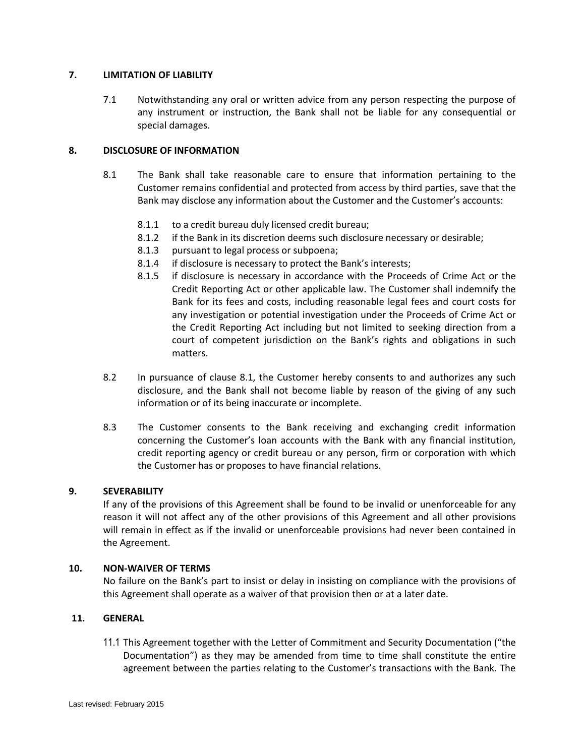## 7. LIMITATION OF LIABILITY

7.1 Notwithstanding any oral or written advice from any person respecting the purpose of any instrument or instruction, the Bank shall not be liable for any consequential or special damages.

## 8. DISCLOSURE OF INFORMATION

8.1 The Bank shall take reasonable care to ensure that information pertaining to the Customer remains confidential and protected from access by third parties, save that the Bank may disclose any information about the Customer and the Customer's accounts:

- 8.1.1 to a credit bureau duly licensed credit bureau;
- 8.1.2 if the Bank in its discretion deems such disclosure necessary or desirable;
- 8.1.3 pursuant to legal process or subpoena;
- 8.1.4 if disclosure is necessary to protect the Bank's interests;
- 8.1.5 if disclosure is necessary in accordance with the Proceeds of Crime Act or the Credit Reporting Act or other applicable law. The Customer shall indemnify the Bank for its fees and costs, including reasonable legal fees and court costs for any investigation or potential investigation under the Proceeds of Crime Act or the Credit Reporting Act including but not limited to seeking direction from a court of competent jurisdiction on the Bank's rights and obligations in such matters.

8.2 In pursuance of clause 8.1, the Customer hereby consents to and authorizes any such disclosure, and the Bank shall not become liable by reason of the giving of any such information or of its being inaccurate or incomplete.

8.3 The Customer consents to the Bank receiving and exchanging credit information concerning the Customer's loan accounts with the Bank with any financial institution, credit reporting agency or credit bureau or any person, firm or corporation with which the Customer has or proposes to have financial relations.

## 9. SEVERABILITY

If any of the provisions of this Agreement shall be found to be invalid or unenforceable for any reason it will not affect any of the other provisions of this Agreement and all other provisions will remain in effect as if the invalid or unenforceable provisions had never been contained in the Agreement.

## 10. NON-WAIVER OF TERMS

No failure on the Bank's part to insist or delay in insisting on compliance with the provisions of this Agreement shall operate as a waiver of that provision then or at a later date.

## 11. GENERAL

11.1 This Agreement together with the Letter of Commitment and Security Documentation ("the Documentation") as they may be amended from time to time shall constitute the entire agreement between the parties relating to the Customer's transactions with the Bank. The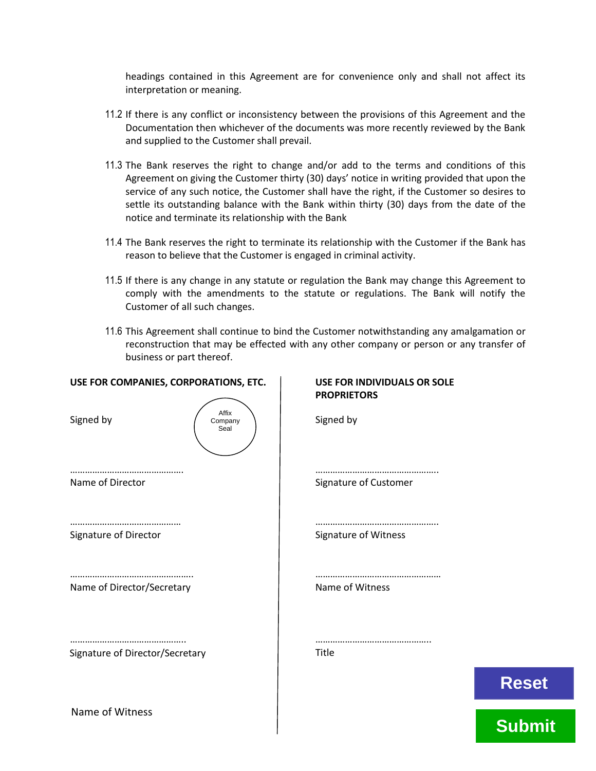headings contained in this Agreement are for convenience only and shall not affect its interpretation or meaning.

11.2 If there is any conflict or inconsistency between the provisions of this Agreement and the Documentation then whichever of the documents was more recently reviewed by the Bank and supplied to the Customer shall prevail.

11.3 The Bank reserves the right to change and/or add to the terms and conditions of this Agreement on giving the Customer thirty (30) days' notice in writing provided that upon the service of any such notice, the Customer shall have the right, if the Customer so desires to settle its outstanding balance with the Bank within thirty (30) days from the date of the notice and terminate its relationship with the Bank

11.4 The Bank reserves the right to terminate its relationship with the Customer if the Bank has reason to believe that the Customer is engaged in criminal activity.

11.5 If there is any change in any statute or regulation the Bank may change this Agreement to comply with the amendments to the statute or regulations. The Bank will notify the Customer of all such changes.

11.6 This Agreement shall continue to bind the Customer notwithstanding any amalgamation or reconstruction that may be effected with any other company or person or any transfer of business or part thereof.

**USE FOR COMPANIES, CORPORATIONS, ETC.**

Signed by

Affix Company Seal

……………………………………….
Name of Director

………………………………………
Signature of Director

…………………………………………..
Name of Director/Secretary

………………………………………..
Signature of Director/Secretary

Name of Witness

**USE FOR INDIVIDUALS OR SOLE PROPRIETORS**

Signed by

…………………………………………..
Signature of Customer

…………………………………………..
Signature of Witness

……………………………………………
Name of Witness

………………………………………..
Title

Reset

Submit